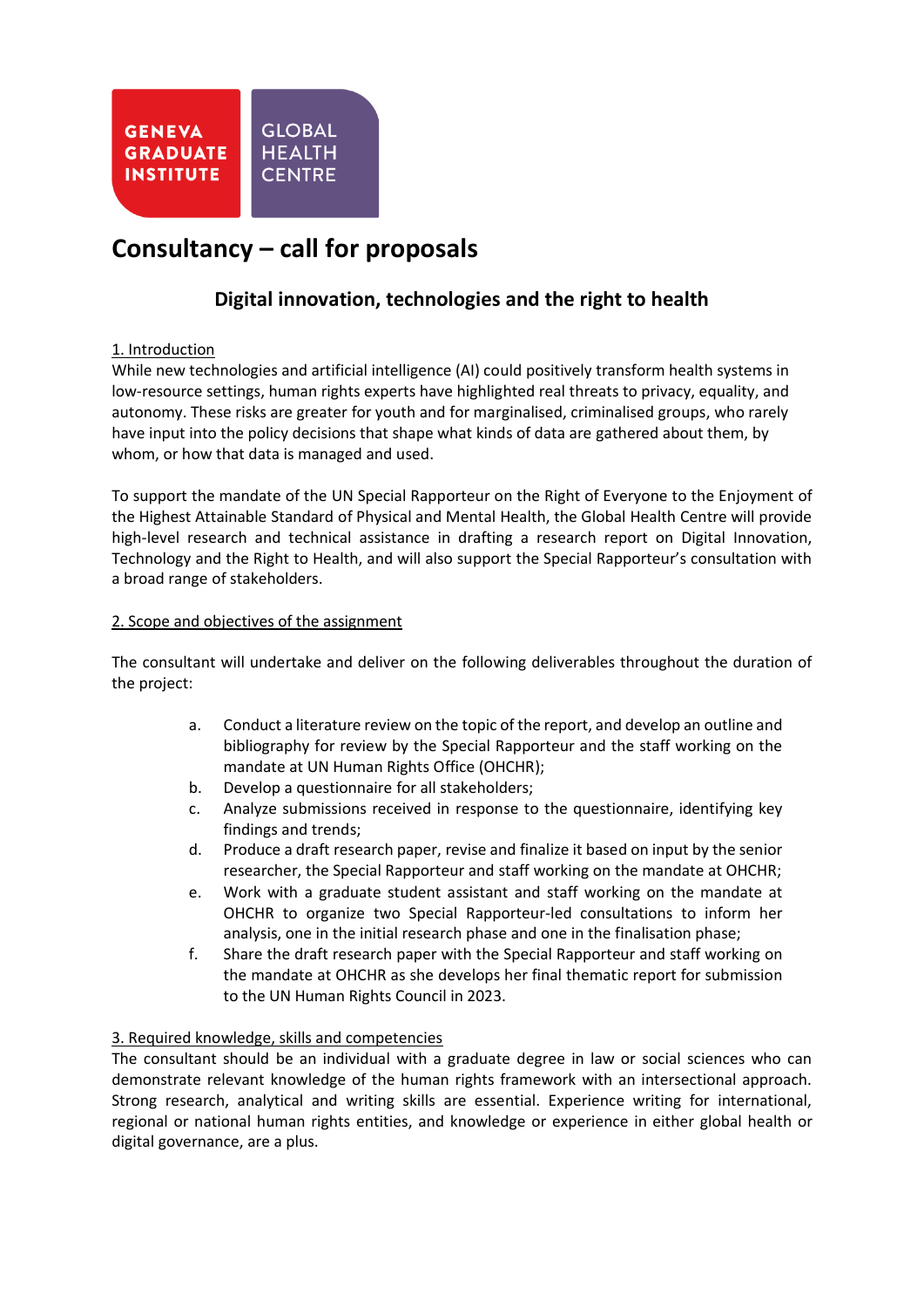GENEVA GRADUATE INSTITUTE

GLOBAL HEALTH CENTRE

# Consultancy – call for proposals

## Digital innovation, technologies and the right to health

1. Introduction

While new technologies and artificial intelligence (AI) could positively transform health systems in low-resource settings, human rights experts have highlighted real threats to privacy, equality, and autonomy. These risks are greater for youth and for marginalised, criminalised groups, who rarely have input into the policy decisions that shape what kinds of data are gathered about them, by whom, or how that data is managed and used.

To support the mandate of the UN Special Rapporteur on the Right of Everyone to the Enjoyment of the Highest Attainable Standard of Physical and Mental Health, the Global Health Centre will provide high-level research and technical assistance in drafting a research report on Digital Innovation, Technology and the Right to Health, and will also support the Special Rapporteur's consultation with a broad range of stakeholders.

2. Scope and objectives of the assignment

The consultant will undertake and deliver on the following deliverables throughout the duration of the project:

a. Conduct a literature review on the topic of the report, and develop an outline and bibliography for review by the Special Rapporteur and the staff working on the mandate at UN Human Rights Office (OHCHR);
b. Develop a questionnaire for all stakeholders;
c. Analyze submissions received in response to the questionnaire, identifying key findings and trends;
d. Produce a draft research paper, revise and finalize it based on input by the senior researcher, the Special Rapporteur and staff working on the mandate at OHCHR;
e. Work with a graduate student assistant and staff working on the mandate at OHCHR to organize two Special Rapporteur-led consultations to inform her analysis, one in the initial research phase and one in the finalisation phase;
f. Share the draft research paper with the Special Rapporteur and staff working on the mandate at OHCHR as she develops her final thematic report for submission to the UN Human Rights Council in 2023.

3. Required knowledge, skills and competencies

The consultant should be an individual with a graduate degree in law or social sciences who can demonstrate relevant knowledge of the human rights framework with an intersectional approach. Strong research, analytical and writing skills are essential. Experience writing for international, regional or national human rights entities, and knowledge or experience in either global health or digital governance, are a plus.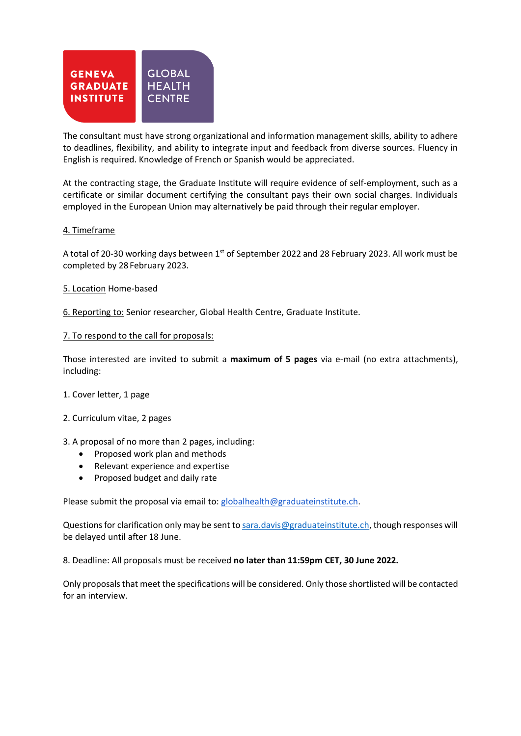GENEVA GRADUATE INSTITUTE | GLOBAL HEALTH CENTRE

The consultant must have strong organizational and information management skills, ability to adhere to deadlines, flexibility, and ability to integrate input and feedback from diverse sources. Fluency in English is required. Knowledge of French or Spanish would be appreciated.

At the contracting stage, the Graduate Institute will require evidence of self-employment, such as a certificate or similar document certifying the consultant pays their own social charges. Individuals employed in the European Union may alternatively be paid through their regular employer.

## 4. Timeframe

A total of 20-30 working days between 1st of September 2022 and 28 February 2023. All work must be completed by 28 February 2023.

5. Location Home-based

6. Reporting to: Senior researcher, Global Health Centre, Graduate Institute.

## 7. To respond to the call for proposals:

Those interested are invited to submit a **maximum of 5 pages** via e-mail (no extra attachments), including:

1. Cover letter, 1 page

2. Curriculum vitae, 2 pages

3. A proposal of no more than 2 pages, including:
   - Proposed work plan and methods
   - Relevant experience and expertise
   - Proposed budget and daily rate

Please submit the proposal via email to: globalhealth@graduateinstitute.ch.

Questions for clarification only may be sent to sara.davis@graduateinstitute.ch, though responses will be delayed until after 18 June.

8. Deadline: All proposals must be received **no later than 11:59pm CET, 30 June 2022.**

Only proposals that meet the specifications will be considered. Only those shortlisted will be contacted for an interview.